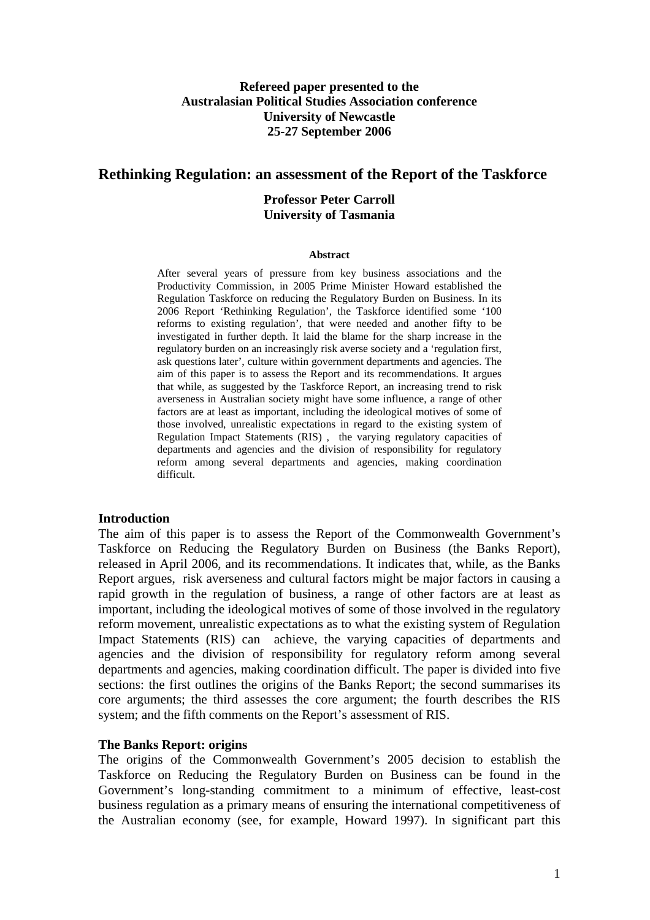**Refereed paper presented to the**
**Australasian Political Studies Association conference**
**University of Newcastle**
**25-27 September 2006**

# Rethinking Regulation: an assessment of the Report of the Taskforce

**Professor Peter Carroll**
**University of Tasmania**

**Abstract**

After several years of pressure from key business associations and the Productivity Commission, in 2005 Prime Minister Howard established the Regulation Taskforce on reducing the Regulatory Burden on Business. In its 2006 Report 'Rethinking Regulation', the Taskforce identified some '100 reforms to existing regulation', that were needed and another fifty to be investigated in further depth. It laid the blame for the sharp increase in the regulatory burden on an increasingly risk averse society and a 'regulation first, ask questions later', culture within government departments and agencies. The aim of this paper is to assess the Report and its recommendations. It argues that while, as suggested by the Taskforce Report, an increasing trend to risk averseness in Australian society might have some influence, a range of other factors are at least as important, including the ideological motives of some of those involved, unrealistic expectations in regard to the existing system of Regulation Impact Statements (RIS) , the varying regulatory capacities of departments and agencies and the division of responsibility for regulatory reform among several departments and agencies, making coordination difficult.

## Introduction

The aim of this paper is to assess the Report of the Commonwealth Government's Taskforce on Reducing the Regulatory Burden on Business (the Banks Report), released in April 2006, and its recommendations. It indicates that, while, as the Banks Report argues, risk averseness and cultural factors might be major factors in causing a rapid growth in the regulation of business, a range of other factors are at least as important, including the ideological motives of some of those involved in the regulatory reform movement, unrealistic expectations as to what the existing system of Regulation Impact Statements (RIS) can achieve, the varying capacities of departments and agencies and the division of responsibility for regulatory reform among several departments and agencies, making coordination difficult. The paper is divided into five sections: the first outlines the origins of the Banks Report; the second summarises its core arguments; the third assesses the core argument; the fourth describes the RIS system; and the fifth comments on the Report's assessment of RIS.

## The Banks Report: origins

The origins of the Commonwealth Government's 2005 decision to establish the Taskforce on Reducing the Regulatory Burden on Business can be found in the Government's long-standing commitment to a minimum of effective, least-cost business regulation as a primary means of ensuring the international competitiveness of the Australian economy (see, for example, Howard 1997). In significant part this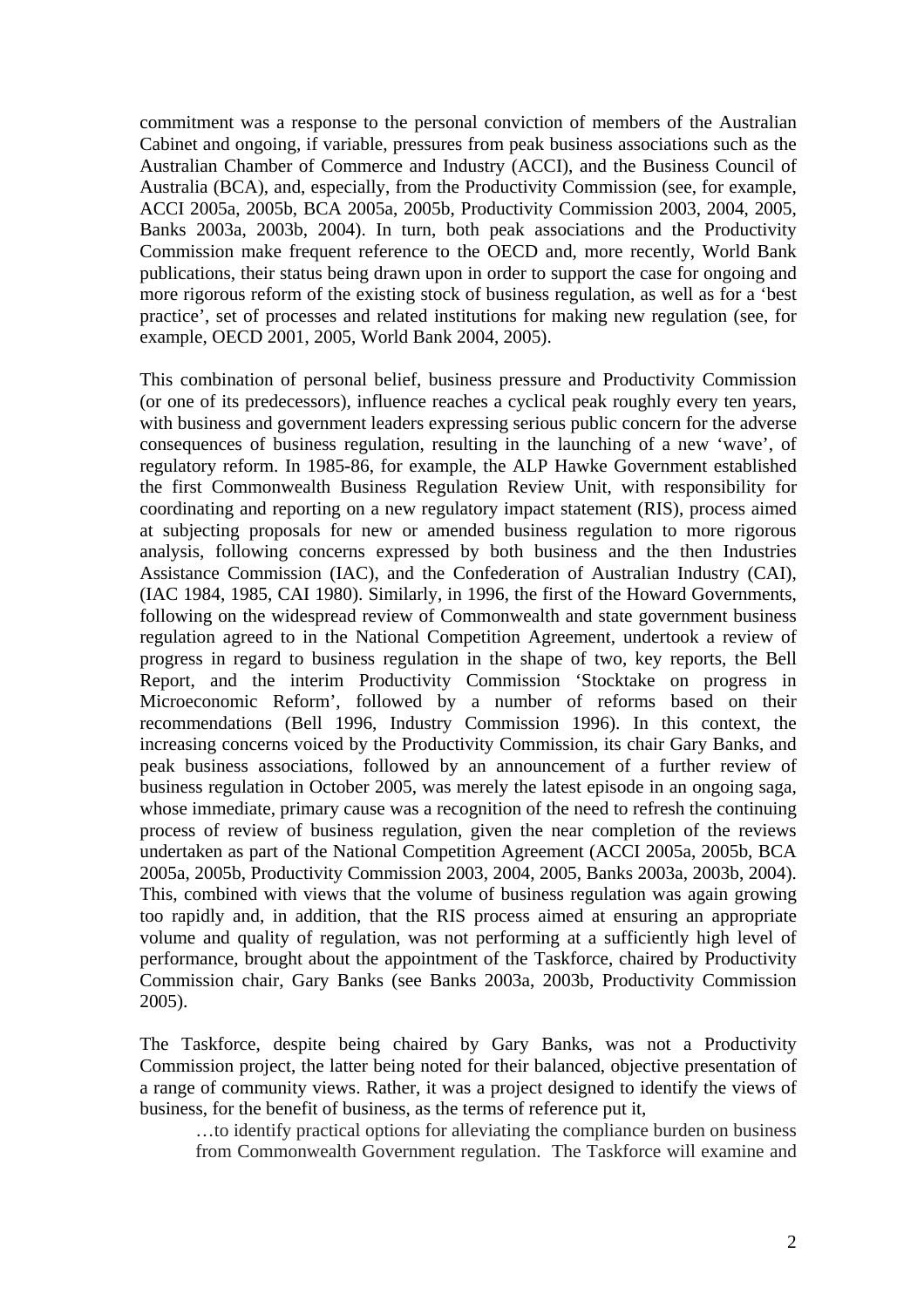commitment was a response to the personal conviction of members of the Australian Cabinet and ongoing, if variable, pressures from peak business associations such as the Australian Chamber of Commerce and Industry (ACCI), and the Business Council of Australia (BCA), and, especially, from the Productivity Commission (see, for example, ACCI 2005a, 2005b, BCA 2005a, 2005b, Productivity Commission 2003, 2004, 2005, Banks 2003a, 2003b, 2004). In turn, both peak associations and the Productivity Commission make frequent reference to the OECD and, more recently, World Bank publications, their status being drawn upon in order to support the case for ongoing and more rigorous reform of the existing stock of business regulation, as well as for a 'best practice', set of processes and related institutions for making new regulation (see, for example, OECD 2001, 2005, World Bank 2004, 2005).

This combination of personal belief, business pressure and Productivity Commission (or one of its predecessors), influence reaches a cyclical peak roughly every ten years, with business and government leaders expressing serious public concern for the adverse consequences of business regulation, resulting in the launching of a new 'wave', of regulatory reform. In 1985-86, for example, the ALP Hawke Government established the first Commonwealth Business Regulation Review Unit, with responsibility for coordinating and reporting on a new regulatory impact statement (RIS), process aimed at subjecting proposals for new or amended business regulation to more rigorous analysis, following concerns expressed by both business and the then Industries Assistance Commission (IAC), and the Confederation of Australian Industry (CAI), (IAC 1984, 1985, CAI 1980). Similarly, in 1996, the first of the Howard Governments, following on the widespread review of Commonwealth and state government business regulation agreed to in the National Competition Agreement, undertook a review of progress in regard to business regulation in the shape of two, key reports, the Bell Report, and the interim Productivity Commission 'Stocktake on progress in Microeconomic Reform', followed by a number of reforms based on their recommendations (Bell 1996, Industry Commission 1996). In this context, the increasing concerns voiced by the Productivity Commission, its chair Gary Banks, and peak business associations, followed by an announcement of a further review of business regulation in October 2005, was merely the latest episode in an ongoing saga, whose immediate, primary cause was a recognition of the need to refresh the continuing process of review of business regulation, given the near completion of the reviews undertaken as part of the National Competition Agreement (ACCI 2005a, 2005b, BCA 2005a, 2005b, Productivity Commission 2003, 2004, 2005, Banks 2003a, 2003b, 2004). This, combined with views that the volume of business regulation was again growing too rapidly and, in addition, that the RIS process aimed at ensuring an appropriate volume and quality of regulation, was not performing at a sufficiently high level of performance, brought about the appointment of the Taskforce, chaired by Productivity Commission chair, Gary Banks (see Banks 2003a, 2003b, Productivity Commission 2005).

The Taskforce, despite being chaired by Gary Banks, was not a Productivity Commission project, the latter being noted for their balanced, objective presentation of a range of community views. Rather, it was a project designed to identify the views of business, for the benefit of business, as the terms of reference put it,

> …to identify practical options for alleviating the compliance burden on business from Commonwealth Government regulation. The Taskforce will examine and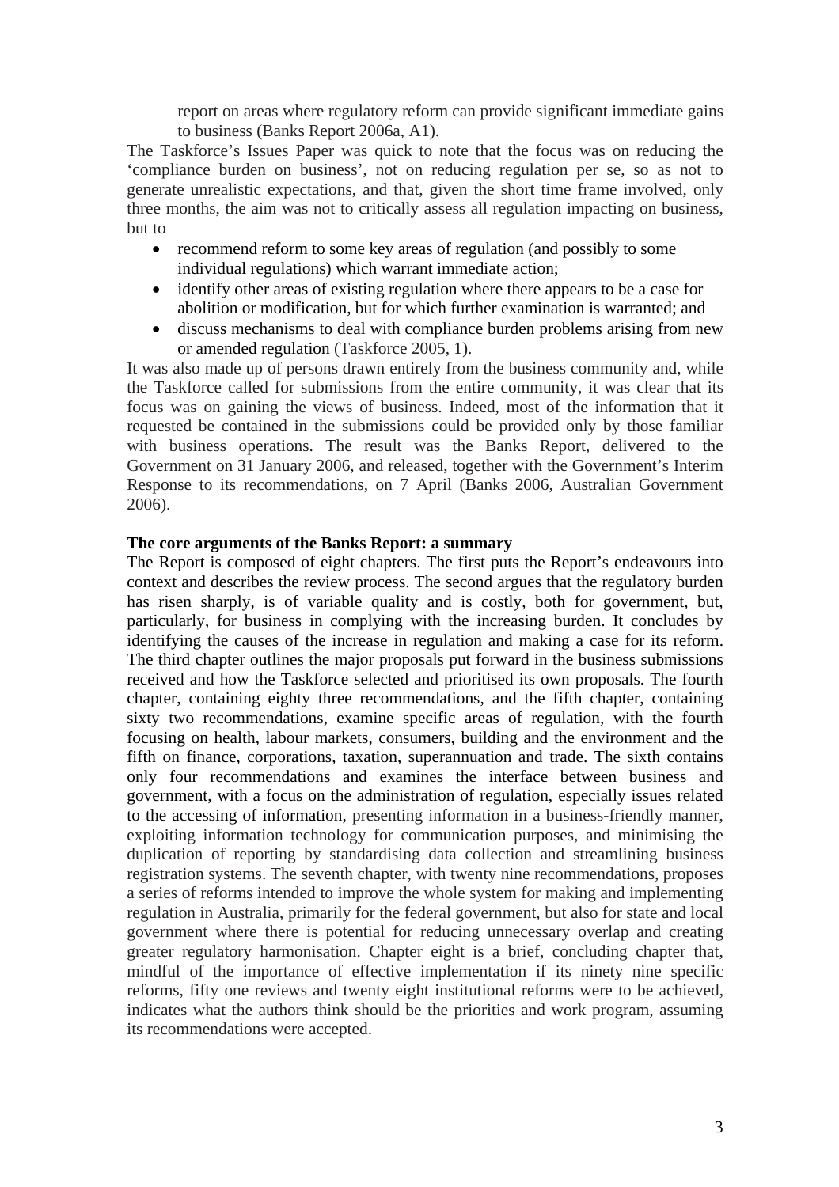report on areas where regulatory reform can provide significant immediate gains to business (Banks Report 2006a, A1).

The Taskforce's Issues Paper was quick to note that the focus was on reducing the 'compliance burden on business', not on reducing regulation per se, so as not to generate unrealistic expectations, and that, given the short time frame involved, only three months, the aim was not to critically assess all regulation impacting on business, but to

- recommend reform to some key areas of regulation (and possibly to some individual regulations) which warrant immediate action;
- identify other areas of existing regulation where there appears to be a case for abolition or modification, but for which further examination is warranted; and
- discuss mechanisms to deal with compliance burden problems arising from new or amended regulation (Taskforce 2005, 1).

It was also made up of persons drawn entirely from the business community and, while the Taskforce called for submissions from the entire community, it was clear that its focus was on gaining the views of business. Indeed, most of the information that it requested be contained in the submissions could be provided only by those familiar with business operations. The result was the Banks Report, delivered to the Government on 31 January 2006, and released, together with the Government's Interim Response to its recommendations, on 7 April (Banks 2006, Australian Government 2006).

**The core arguments of the Banks Report: a summary**

The Report is composed of eight chapters. The first puts the Report's endeavours into context and describes the review process. The second argues that the regulatory burden has risen sharply, is of variable quality and is costly, both for government, but, particularly, for business in complying with the increasing burden. It concludes by identifying the causes of the increase in regulation and making a case for its reform. The third chapter outlines the major proposals put forward in the business submissions received and how the Taskforce selected and prioritised its own proposals. The fourth chapter, containing eighty three recommendations, and the fifth chapter, containing sixty two recommendations, examine specific areas of regulation, with the fourth focusing on health, labour markets, consumers, building and the environment and the fifth on finance, corporations, taxation, superannuation and trade. The sixth contains only four recommendations and examines the interface between business and government, with a focus on the administration of regulation, especially issues related to the accessing of information, presenting information in a business-friendly manner, exploiting information technology for communication purposes, and minimising the duplication of reporting by standardising data collection and streamlining business registration systems. The seventh chapter, with twenty nine recommendations, proposes a series of reforms intended to improve the whole system for making and implementing regulation in Australia, primarily for the federal government, but also for state and local government where there is potential for reducing unnecessary overlap and creating greater regulatory harmonisation. Chapter eight is a brief, concluding chapter that, mindful of the importance of effective implementation if its ninety nine specific reforms, fifty one reviews and twenty eight institutional reforms were to be achieved, indicates what the authors think should be the priorities and work program, assuming its recommendations were accepted.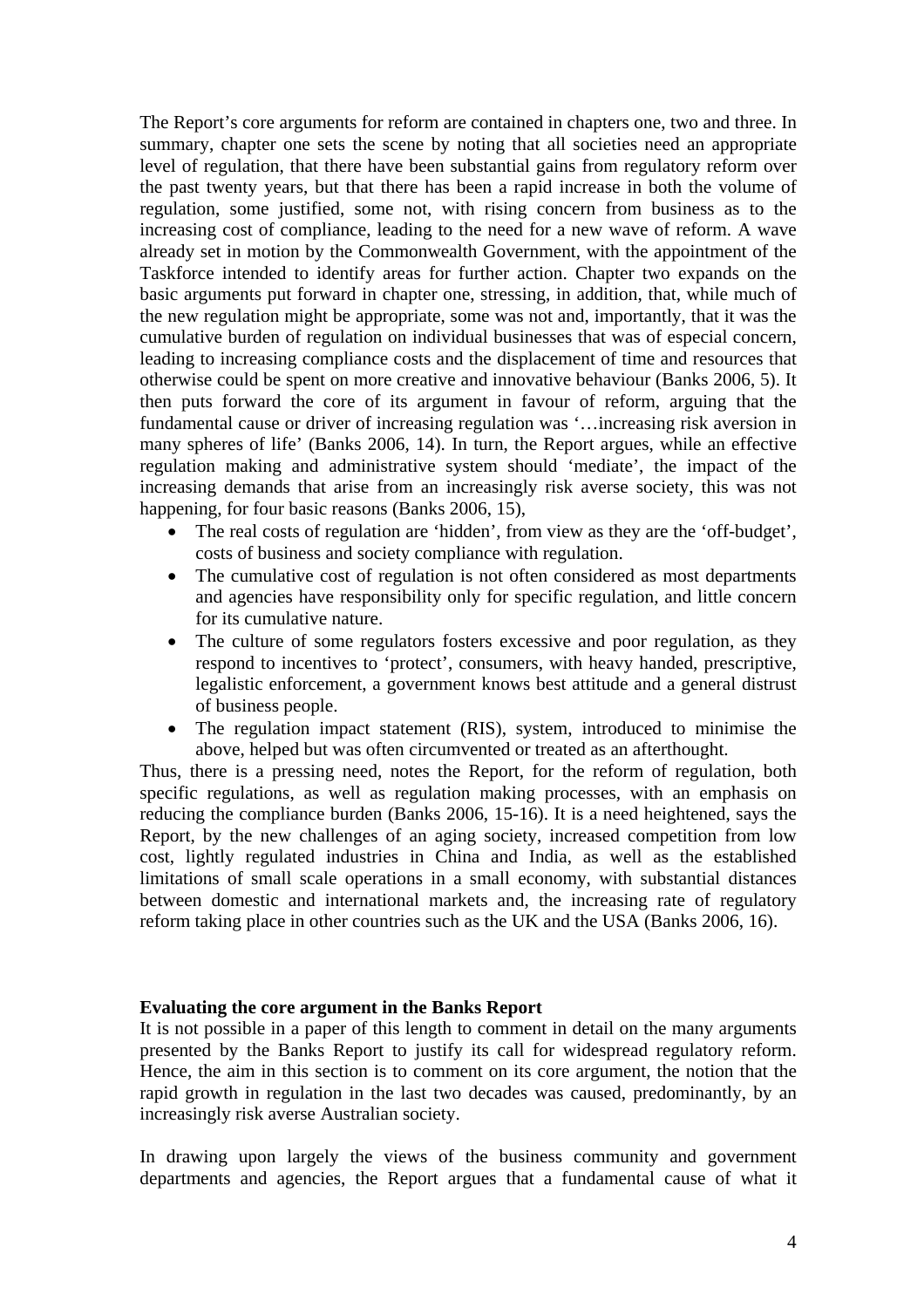The Report's core arguments for reform are contained in chapters one, two and three. In summary, chapter one sets the scene by noting that all societies need an appropriate level of regulation, that there have been substantial gains from regulatory reform over the past twenty years, but that there has been a rapid increase in both the volume of regulation, some justified, some not, with rising concern from business as to the increasing cost of compliance, leading to the need for a new wave of reform. A wave already set in motion by the Commonwealth Government, with the appointment of the Taskforce intended to identify areas for further action. Chapter two expands on the basic arguments put forward in chapter one, stressing, in addition, that, while much of the new regulation might be appropriate, some was not and, importantly, that it was the cumulative burden of regulation on individual businesses that was of especial concern, leading to increasing compliance costs and the displacement of time and resources that otherwise could be spent on more creative and innovative behaviour (Banks 2006, 5). It then puts forward the core of its argument in favour of reform, arguing that the fundamental cause or driver of increasing regulation was '…increasing risk aversion in many spheres of life' (Banks 2006, 14). In turn, the Report argues, while an effective regulation making and administrative system should 'mediate', the impact of the increasing demands that arise from an increasingly risk averse society, this was not happening, for four basic reasons (Banks 2006, 15),

- The real costs of regulation are 'hidden', from view as they are the 'off-budget', costs of business and society compliance with regulation.
- The cumulative cost of regulation is not often considered as most departments and agencies have responsibility only for specific regulation, and little concern for its cumulative nature.
- The culture of some regulators fosters excessive and poor regulation, as they respond to incentives to 'protect', consumers, with heavy handed, prescriptive, legalistic enforcement, a government knows best attitude and a general distrust of business people.
- The regulation impact statement (RIS), system, introduced to minimise the above, helped but was often circumvented or treated as an afterthought.

Thus, there is a pressing need, notes the Report, for the reform of regulation, both specific regulations, as well as regulation making processes, with an emphasis on reducing the compliance burden (Banks 2006, 15-16). It is a need heightened, says the Report, by the new challenges of an aging society, increased competition from low cost, lightly regulated industries in China and India, as well as the established limitations of small scale operations in a small economy, with substantial distances between domestic and international markets and, the increasing rate of regulatory reform taking place in other countries such as the UK and the USA (Banks 2006, 16).

**Evaluating the core argument in the Banks Report**

It is not possible in a paper of this length to comment in detail on the many arguments presented by the Banks Report to justify its call for widespread regulatory reform. Hence, the aim in this section is to comment on its core argument, the notion that the rapid growth in regulation in the last two decades was caused, predominantly, by an increasingly risk averse Australian society.

In drawing upon largely the views of the business community and government departments and agencies, the Report argues that a fundamental cause of what it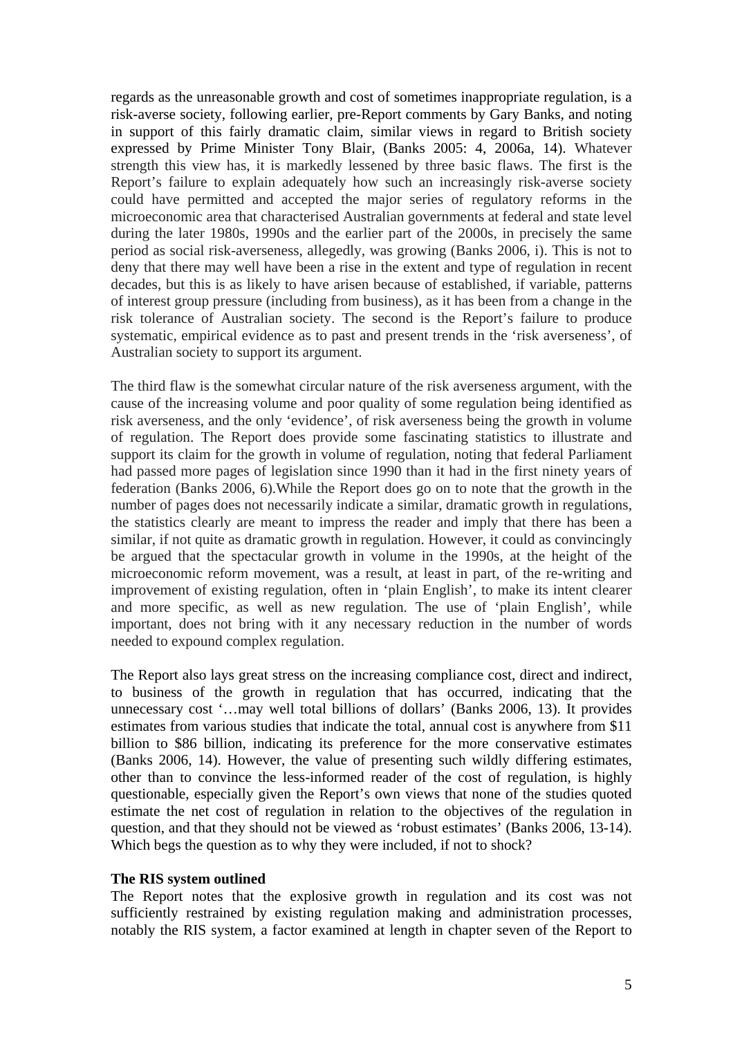regards as the unreasonable growth and cost of sometimes inappropriate regulation, is a risk-averse society, following earlier, pre-Report comments by Gary Banks, and noting in support of this fairly dramatic claim, similar views in regard to British society expressed by Prime Minister Tony Blair, (Banks 2005: 4, 2006a, 14). Whatever strength this view has, it is markedly lessened by three basic flaws. The first is the Report's failure to explain adequately how such an increasingly risk-averse society could have permitted and accepted the major series of regulatory reforms in the microeconomic area that characterised Australian governments at federal and state level during the later 1980s, 1990s and the earlier part of the 2000s, in precisely the same period as social risk-averseness, allegedly, was growing (Banks 2006, i). This is not to deny that there may well have been a rise in the extent and type of regulation in recent decades, but this is as likely to have arisen because of established, if variable, patterns of interest group pressure (including from business), as it has been from a change in the risk tolerance of Australian society. The second is the Report's failure to produce systematic, empirical evidence as to past and present trends in the 'risk averseness', of Australian society to support its argument.

The third flaw is the somewhat circular nature of the risk averseness argument, with the cause of the increasing volume and poor quality of some regulation being identified as risk averseness, and the only 'evidence', of risk averseness being the growth in volume of regulation. The Report does provide some fascinating statistics to illustrate and support its claim for the growth in volume of regulation, noting that federal Parliament had passed more pages of legislation since 1990 than it had in the first ninety years of federation (Banks 2006, 6).While the Report does go on to note that the growth in the number of pages does not necessarily indicate a similar, dramatic growth in regulations, the statistics clearly are meant to impress the reader and imply that there has been a similar, if not quite as dramatic growth in regulation. However, it could as convincingly be argued that the spectacular growth in volume in the 1990s, at the height of the microeconomic reform movement, was a result, at least in part, of the re-writing and improvement of existing regulation, often in 'plain English', to make its intent clearer and more specific, as well as new regulation. The use of 'plain English', while important, does not bring with it any necessary reduction in the number of words needed to expound complex regulation.

The Report also lays great stress on the increasing compliance cost, direct and indirect, to business of the growth in regulation that has occurred, indicating that the unnecessary cost '…may well total billions of dollars' (Banks 2006, 13). It provides estimates from various studies that indicate the total, annual cost is anywhere from $11 billion to $86 billion, indicating its preference for the more conservative estimates (Banks 2006, 14). However, the value of presenting such wildly differing estimates, other than to convince the less-informed reader of the cost of regulation, is highly questionable, especially given the Report's own views that none of the studies quoted estimate the net cost of regulation in relation to the objectives of the regulation in question, and that they should not be viewed as 'robust estimates' (Banks 2006, 13-14). Which begs the question as to why they were included, if not to shock?

**The RIS system outlined**

The Report notes that the explosive growth in regulation and its cost was not sufficiently restrained by existing regulation making and administration processes, notably the RIS system, a factor examined at length in chapter seven of the Report to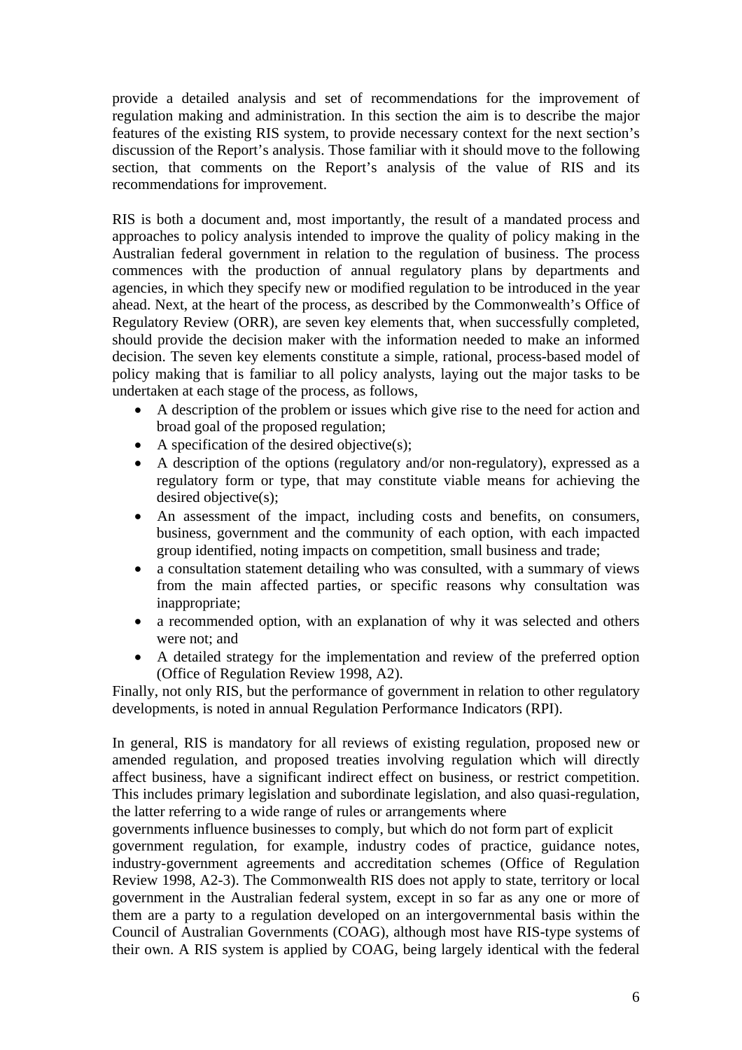provide a detailed analysis and set of recommendations for the improvement of regulation making and administration. In this section the aim is to describe the major features of the existing RIS system, to provide necessary context for the next section's discussion of the Report's analysis. Those familiar with it should move to the following section, that comments on the Report's analysis of the value of RIS and its recommendations for improvement.

RIS is both a document and, most importantly, the result of a mandated process and approaches to policy analysis intended to improve the quality of policy making in the Australian federal government in relation to the regulation of business. The process commences with the production of annual regulatory plans by departments and agencies, in which they specify new or modified regulation to be introduced in the year ahead. Next, at the heart of the process, as described by the Commonwealth's Office of Regulatory Review (ORR), are seven key elements that, when successfully completed, should provide the decision maker with the information needed to make an informed decision. The seven key elements constitute a simple, rational, process-based model of policy making that is familiar to all policy analysts, laying out the major tasks to be undertaken at each stage of the process, as follows,

- A description of the problem or issues which give rise to the need for action and broad goal of the proposed regulation;
- A specification of the desired objective(s);
- A description of the options (regulatory and/or non-regulatory), expressed as a regulatory form or type, that may constitute viable means for achieving the desired objective(s);
- An assessment of the impact, including costs and benefits, on consumers, business, government and the community of each option, with each impacted group identified, noting impacts on competition, small business and trade;
- a consultation statement detailing who was consulted, with a summary of views from the main affected parties, or specific reasons why consultation was inappropriate;
- a recommended option, with an explanation of why it was selected and others were not; and
- A detailed strategy for the implementation and review of the preferred option (Office of Regulation Review 1998, A2).

Finally, not only RIS, but the performance of government in relation to other regulatory developments, is noted in annual Regulation Performance Indicators (RPI).

In general, RIS is mandatory for all reviews of existing regulation, proposed new or amended regulation, and proposed treaties involving regulation which will directly affect business, have a significant indirect effect on business, or restrict competition. This includes primary legislation and subordinate legislation, and also quasi-regulation, the latter referring to a wide range of rules or arrangements where governments influence businesses to comply, but which do not form part of explicit government regulation, for example, industry codes of practice, guidance notes, industry-government agreements and accreditation schemes (Office of Regulation Review 1998, A2-3). The Commonwealth RIS does not apply to state, territory or local government in the Australian federal system, except in so far as any one or more of them are a party to a regulation developed on an intergovernmental basis within the Council of Australian Governments (COAG), although most have RIS-type systems of their own. A RIS system is applied by COAG, being largely identical with the federal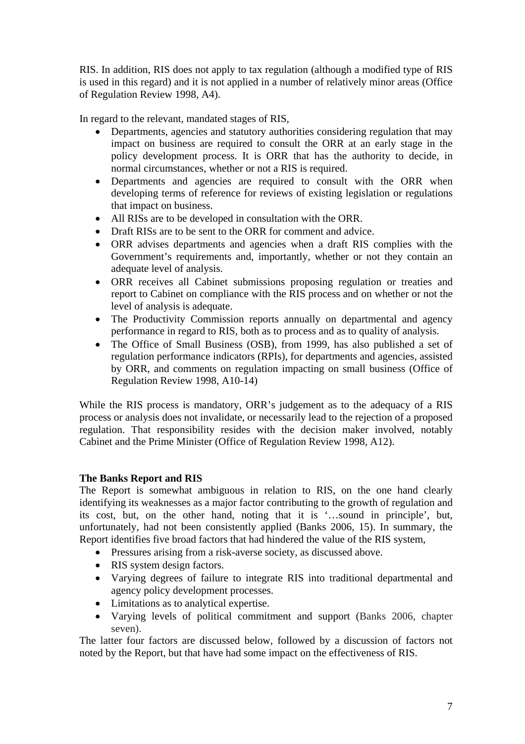RIS. In addition, RIS does not apply to tax regulation (although a modified type of RIS is used in this regard) and it is not applied in a number of relatively minor areas (Office of Regulation Review 1998, A4).

In regard to the relevant, mandated stages of RIS,

- Departments, agencies and statutory authorities considering regulation that may impact on business are required to consult the ORR at an early stage in the policy development process. It is ORR that has the authority to decide, in normal circumstances, whether or not a RIS is required.
- Departments and agencies are required to consult with the ORR when developing terms of reference for reviews of existing legislation or regulations that impact on business.
- All RISs are to be developed in consultation with the ORR.
- Draft RISs are to be sent to the ORR for comment and advice.
- ORR advises departments and agencies when a draft RIS complies with the Government's requirements and, importantly, whether or not they contain an adequate level of analysis.
- ORR receives all Cabinet submissions proposing regulation or treaties and report to Cabinet on compliance with the RIS process and on whether or not the level of analysis is adequate.
- The Productivity Commission reports annually on departmental and agency performance in regard to RIS, both as to process and as to quality of analysis.
- The Office of Small Business (OSB), from 1999, has also published a set of regulation performance indicators (RPIs), for departments and agencies, assisted by ORR, and comments on regulation impacting on small business (Office of Regulation Review 1998, A10-14)

While the RIS process is mandatory, ORR's judgement as to the adequacy of a RIS process or analysis does not invalidate, or necessarily lead to the rejection of a proposed regulation. That responsibility resides with the decision maker involved, notably Cabinet and the Prime Minister (Office of Regulation Review 1998, A12).

**The Banks Report and RIS**

The Report is somewhat ambiguous in relation to RIS, on the one hand clearly identifying its weaknesses as a major factor contributing to the growth of regulation and its cost, but, on the other hand, noting that it is '…sound in principle', but, unfortunately, had not been consistently applied (Banks 2006, 15). In summary, the Report identifies five broad factors that had hindered the value of the RIS system,

- Pressures arising from a risk-averse society, as discussed above.
- RIS system design factors.
- Varying degrees of failure to integrate RIS into traditional departmental and agency policy development processes.
- Limitations as to analytical expertise.
- Varying levels of political commitment and support (Banks 2006, chapter seven).

The latter four factors are discussed below, followed by a discussion of factors not noted by the Report, but that have had some impact on the effectiveness of RIS.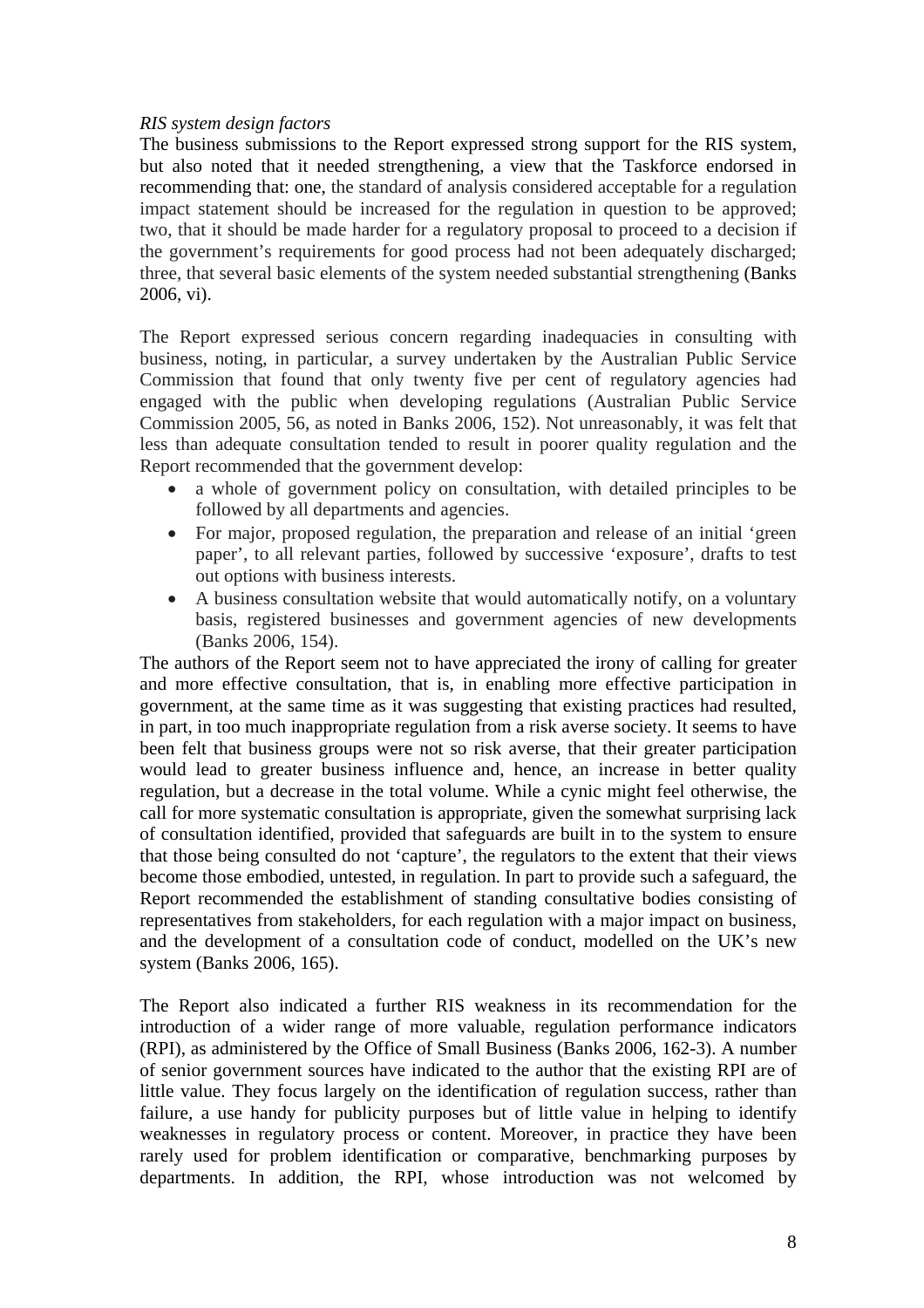*RIS system design factors*

The business submissions to the Report expressed strong support for the RIS system, but also noted that it needed strengthening, a view that the Taskforce endorsed in recommending that: one, the standard of analysis considered acceptable for a regulation impact statement should be increased for the regulation in question to be approved; two, that it should be made harder for a regulatory proposal to proceed to a decision if the government's requirements for good process had not been adequately discharged; three, that several basic elements of the system needed substantial strengthening (Banks 2006, vi).

The Report expressed serious concern regarding inadequacies in consulting with business, noting, in particular, a survey undertaken by the Australian Public Service Commission that found that only twenty five per cent of regulatory agencies had engaged with the public when developing regulations (Australian Public Service Commission 2005, 56, as noted in Banks 2006, 152). Not unreasonably, it was felt that less than adequate consultation tended to result in poorer quality regulation and the Report recommended that the government develop:

- a whole of government policy on consultation, with detailed principles to be followed by all departments and agencies.
- For major, proposed regulation, the preparation and release of an initial 'green paper', to all relevant parties, followed by successive 'exposure', drafts to test out options with business interests.
- A business consultation website that would automatically notify, on a voluntary basis, registered businesses and government agencies of new developments (Banks 2006, 154).

The authors of the Report seem not to have appreciated the irony of calling for greater and more effective consultation, that is, in enabling more effective participation in government, at the same time as it was suggesting that existing practices had resulted, in part, in too much inappropriate regulation from a risk averse society. It seems to have been felt that business groups were not so risk averse, that their greater participation would lead to greater business influence and, hence, an increase in better quality regulation, but a decrease in the total volume. While a cynic might feel otherwise, the call for more systematic consultation is appropriate, given the somewhat surprising lack of consultation identified, provided that safeguards are built in to the system to ensure that those being consulted do not 'capture', the regulators to the extent that their views become those embodied, untested, in regulation. In part to provide such a safeguard, the Report recommended the establishment of standing consultative bodies consisting of representatives from stakeholders, for each regulation with a major impact on business, and the development of a consultation code of conduct, modelled on the UK's new system (Banks 2006, 165).

The Report also indicated a further RIS weakness in its recommendation for the introduction of a wider range of more valuable, regulation performance indicators (RPI), as administered by the Office of Small Business (Banks 2006, 162-3). A number of senior government sources have indicated to the author that the existing RPI are of little value. They focus largely on the identification of regulation success, rather than failure, a use handy for publicity purposes but of little value in helping to identify weaknesses in regulatory process or content. Moreover, in practice they have been rarely used for problem identification or comparative, benchmarking purposes by departments. In addition, the RPI, whose introduction was not welcomed by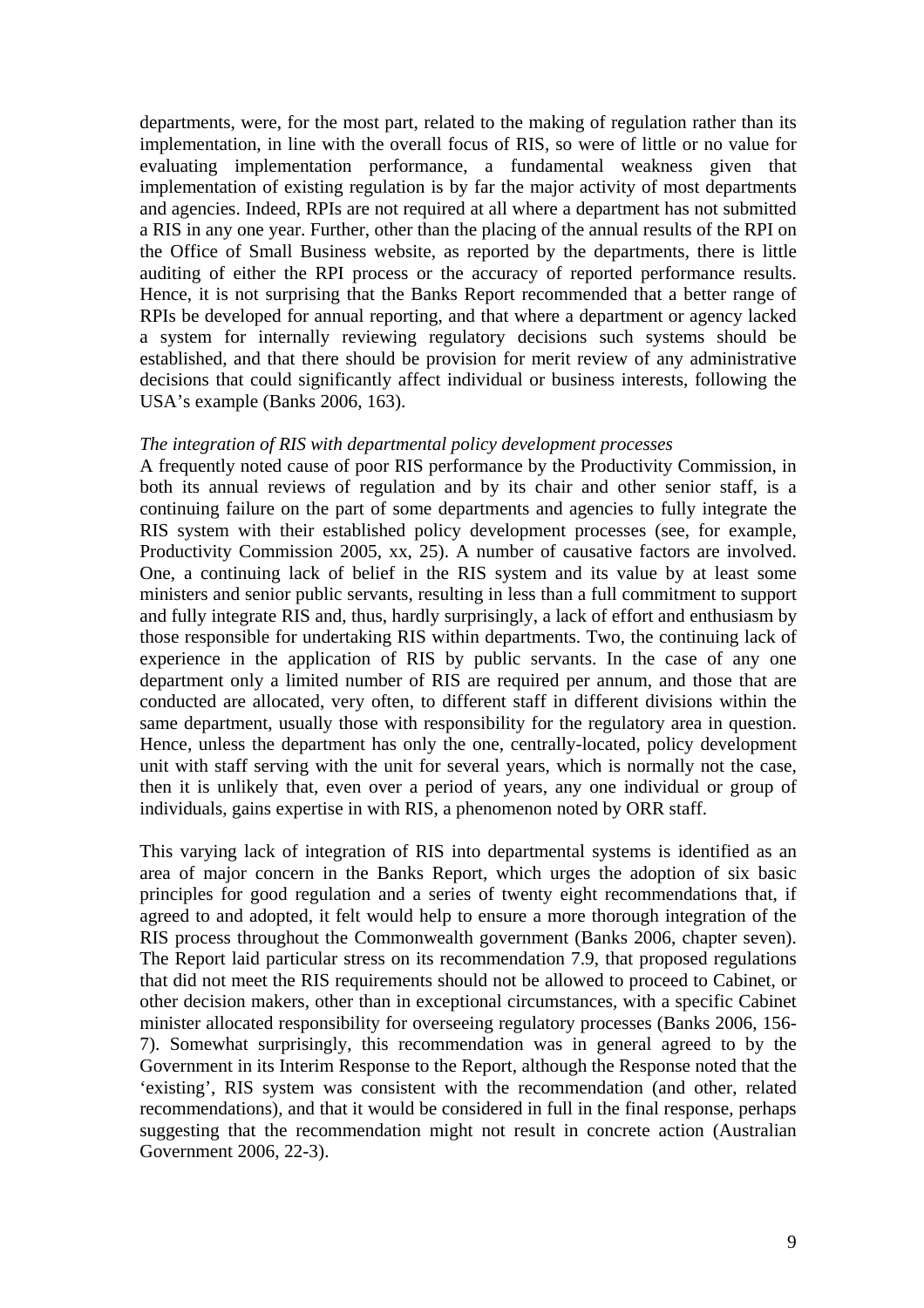departments, were, for the most part, related to the making of regulation rather than its implementation, in line with the overall focus of RIS, so were of little or no value for evaluating implementation performance, a fundamental weakness given that implementation of existing regulation is by far the major activity of most departments and agencies. Indeed, RPIs are not required at all where a department has not submitted a RIS in any one year. Further, other than the placing of the annual results of the RPI on the Office of Small Business website, as reported by the departments, there is little auditing of either the RPI process or the accuracy of reported performance results. Hence, it is not surprising that the Banks Report recommended that a better range of RPIs be developed for annual reporting, and that where a department or agency lacked a system for internally reviewing regulatory decisions such systems should be established, and that there should be provision for merit review of any administrative decisions that could significantly affect individual or business interests, following the USA's example (Banks 2006, 163).

*The integration of RIS with departmental policy development processes*

A frequently noted cause of poor RIS performance by the Productivity Commission, in both its annual reviews of regulation and by its chair and other senior staff, is a continuing failure on the part of some departments and agencies to fully integrate the RIS system with their established policy development processes (see, for example, Productivity Commission 2005, xx, 25). A number of causative factors are involved. One, a continuing lack of belief in the RIS system and its value by at least some ministers and senior public servants, resulting in less than a full commitment to support and fully integrate RIS and, thus, hardly surprisingly, a lack of effort and enthusiasm by those responsible for undertaking RIS within departments. Two, the continuing lack of experience in the application of RIS by public servants. In the case of any one department only a limited number of RIS are required per annum, and those that are conducted are allocated, very often, to different staff in different divisions within the same department, usually those with responsibility for the regulatory area in question. Hence, unless the department has only the one, centrally-located, policy development unit with staff serving with the unit for several years, which is normally not the case, then it is unlikely that, even over a period of years, any one individual or group of individuals, gains expertise in with RIS, a phenomenon noted by ORR staff.

This varying lack of integration of RIS into departmental systems is identified as an area of major concern in the Banks Report, which urges the adoption of six basic principles for good regulation and a series of twenty eight recommendations that, if agreed to and adopted, it felt would help to ensure a more thorough integration of the RIS process throughout the Commonwealth government (Banks 2006, chapter seven). The Report laid particular stress on its recommendation 7.9, that proposed regulations that did not meet the RIS requirements should not be allowed to proceed to Cabinet, or other decision makers, other than in exceptional circumstances, with a specific Cabinet minister allocated responsibility for overseeing regulatory processes (Banks 2006, 156-7). Somewhat surprisingly, this recommendation was in general agreed to by the Government in its Interim Response to the Report, although the Response noted that the 'existing', RIS system was consistent with the recommendation (and other, related recommendations), and that it would be considered in full in the final response, perhaps suggesting that the recommendation might not result in concrete action (Australian Government 2006, 22-3).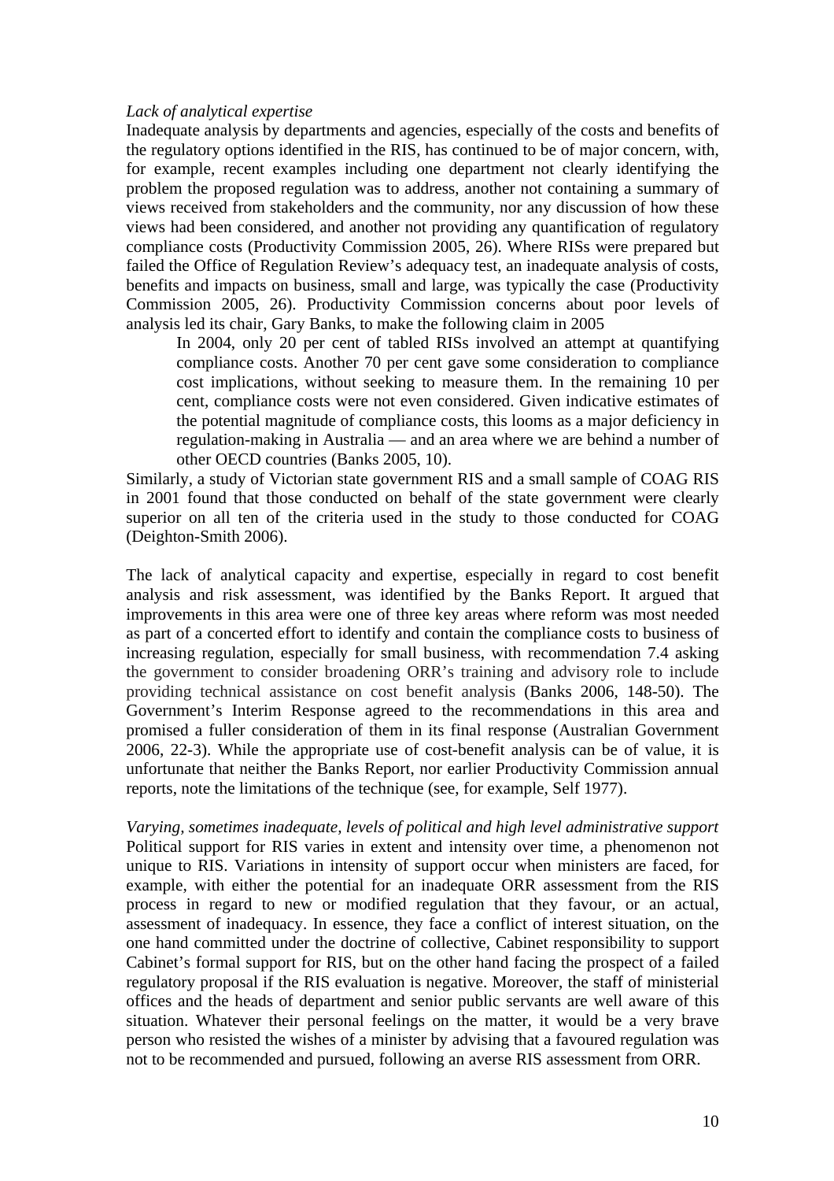*Lack of analytical expertise*

Inadequate analysis by departments and agencies, especially of the costs and benefits of the regulatory options identified in the RIS, has continued to be of major concern, with, for example, recent examples including one department not clearly identifying the problem the proposed regulation was to address, another not containing a summary of views received from stakeholders and the community, nor any discussion of how these views had been considered, and another not providing any quantification of regulatory compliance costs (Productivity Commission 2005, 26). Where RISs were prepared but failed the Office of Regulation Review's adequacy test, an inadequate analysis of costs, benefits and impacts on business, small and large, was typically the case (Productivity Commission 2005, 26). Productivity Commission concerns about poor levels of analysis led its chair, Gary Banks, to make the following claim in 2005

> In 2004, only 20 per cent of tabled RISs involved an attempt at quantifying compliance costs. Another 70 per cent gave some consideration to compliance cost implications, without seeking to measure them. In the remaining 10 per cent, compliance costs were not even considered. Given indicative estimates of the potential magnitude of compliance costs, this looms as a major deficiency in regulation-making in Australia — and an area where we are behind a number of other OECD countries (Banks 2005, 10).

Similarly, a study of Victorian state government RIS and a small sample of COAG RIS in 2001 found that those conducted on behalf of the state government were clearly superior on all ten of the criteria used in the study to those conducted for COAG (Deighton-Smith 2006).

The lack of analytical capacity and expertise, especially in regard to cost benefit analysis and risk assessment, was identified by the Banks Report. It argued that improvements in this area were one of three key areas where reform was most needed as part of a concerted effort to identify and contain the compliance costs to business of increasing regulation, especially for small business, with recommendation 7.4 asking the government to consider broadening ORR's training and advisory role to include providing technical assistance on cost benefit analysis (Banks 2006, 148-50). The Government's Interim Response agreed to the recommendations in this area and promised a fuller consideration of them in its final response (Australian Government 2006, 22-3). While the appropriate use of cost-benefit analysis can be of value, it is unfortunate that neither the Banks Report, nor earlier Productivity Commission annual reports, note the limitations of the technique (see, for example, Self 1977).

*Varying, sometimes inadequate, levels of political and high level administrative support*

Political support for RIS varies in extent and intensity over time, a phenomenon not unique to RIS. Variations in intensity of support occur when ministers are faced, for example, with either the potential for an inadequate ORR assessment from the RIS process in regard to new or modified regulation that they favour, or an actual, assessment of inadequacy. In essence, they face a conflict of interest situation, on the one hand committed under the doctrine of collective, Cabinet responsibility to support Cabinet's formal support for RIS, but on the other hand facing the prospect of a failed regulatory proposal if the RIS evaluation is negative. Moreover, the staff of ministerial offices and the heads of department and senior public servants are well aware of this situation. Whatever their personal feelings on the matter, it would be a very brave person who resisted the wishes of a minister by advising that a favoured regulation was not to be recommended and pursued, following an averse RIS assessment from ORR.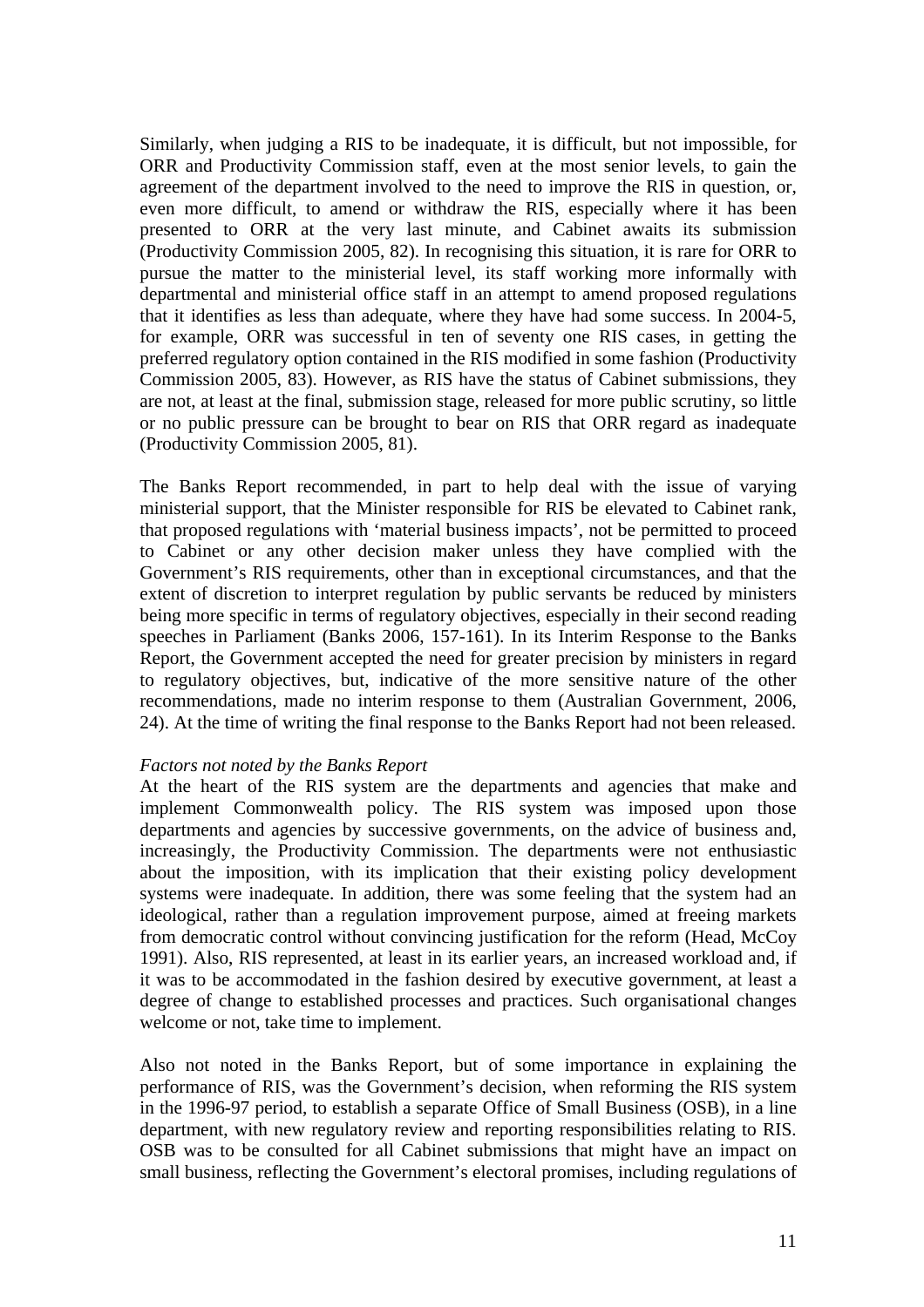Similarly, when judging a RIS to be inadequate, it is difficult, but not impossible, for ORR and Productivity Commission staff, even at the most senior levels, to gain the agreement of the department involved to the need to improve the RIS in question, or, even more difficult, to amend or withdraw the RIS, especially where it has been presented to ORR at the very last minute, and Cabinet awaits its submission (Productivity Commission 2005, 82). In recognising this situation, it is rare for ORR to pursue the matter to the ministerial level, its staff working more informally with departmental and ministerial office staff in an attempt to amend proposed regulations that it identifies as less than adequate, where they have had some success. In 2004-5, for example, ORR was successful in ten of seventy one RIS cases, in getting the preferred regulatory option contained in the RIS modified in some fashion (Productivity Commission 2005, 83). However, as RIS have the status of Cabinet submissions, they are not, at least at the final, submission stage, released for more public scrutiny, so little or no public pressure can be brought to bear on RIS that ORR regard as inadequate (Productivity Commission 2005, 81).

The Banks Report recommended, in part to help deal with the issue of varying ministerial support, that the Minister responsible for RIS be elevated to Cabinet rank, that proposed regulations with 'material business impacts', not be permitted to proceed to Cabinet or any other decision maker unless they have complied with the Government's RIS requirements, other than in exceptional circumstances, and that the extent of discretion to interpret regulation by public servants be reduced by ministers being more specific in terms of regulatory objectives, especially in their second reading speeches in Parliament (Banks 2006, 157-161). In its Interim Response to the Banks Report, the Government accepted the need for greater precision by ministers in regard to regulatory objectives, but, indicative of the more sensitive nature of the other recommendations, made no interim response to them (Australian Government, 2006, 24). At the time of writing the final response to the Banks Report had not been released.

*Factors not noted by the Banks Report*

At the heart of the RIS system are the departments and agencies that make and implement Commonwealth policy. The RIS system was imposed upon those departments and agencies by successive governments, on the advice of business and, increasingly, the Productivity Commission. The departments were not enthusiastic about the imposition, with its implication that their existing policy development systems were inadequate. In addition, there was some feeling that the system had an ideological, rather than a regulation improvement purpose, aimed at freeing markets from democratic control without convincing justification for the reform (Head, McCoy 1991). Also, RIS represented, at least in its earlier years, an increased workload and, if it was to be accommodated in the fashion desired by executive government, at least a degree of change to established processes and practices. Such organisational changes welcome or not, take time to implement.

Also not noted in the Banks Report, but of some importance in explaining the performance of RIS, was the Government's decision, when reforming the RIS system in the 1996-97 period, to establish a separate Office of Small Business (OSB), in a line department, with new regulatory review and reporting responsibilities relating to RIS. OSB was to be consulted for all Cabinet submissions that might have an impact on small business, reflecting the Government's electoral promises, including regulations of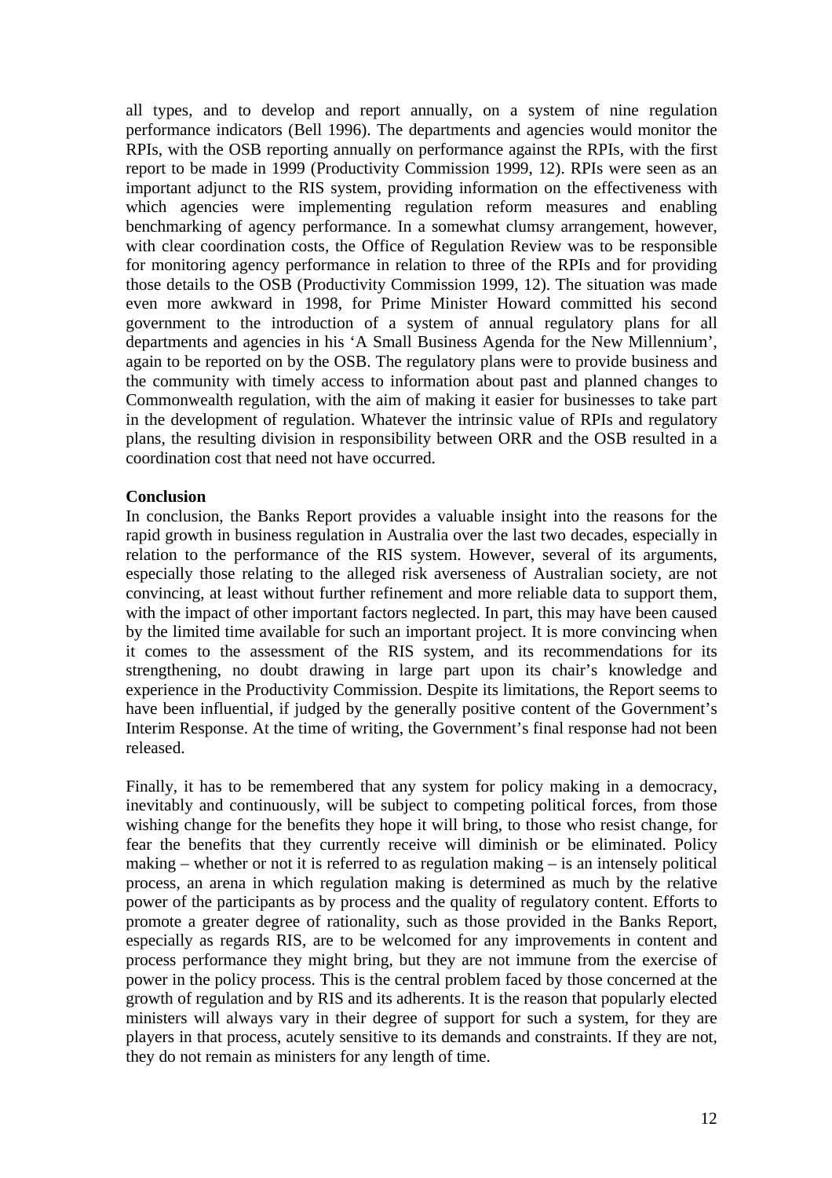all types, and to develop and report annually, on a system of nine regulation performance indicators (Bell 1996). The departments and agencies would monitor the RPIs, with the OSB reporting annually on performance against the RPIs, with the first report to be made in 1999 (Productivity Commission 1999, 12). RPIs were seen as an important adjunct to the RIS system, providing information on the effectiveness with which agencies were implementing regulation reform measures and enabling benchmarking of agency performance. In a somewhat clumsy arrangement, however, with clear coordination costs, the Office of Regulation Review was to be responsible for monitoring agency performance in relation to three of the RPIs and for providing those details to the OSB (Productivity Commission 1999, 12). The situation was made even more awkward in 1998, for Prime Minister Howard committed his second government to the introduction of a system of annual regulatory plans for all departments and agencies in his 'A Small Business Agenda for the New Millennium', again to be reported on by the OSB. The regulatory plans were to provide business and the community with timely access to information about past and planned changes to Commonwealth regulation, with the aim of making it easier for businesses to take part in the development of regulation. Whatever the intrinsic value of RPIs and regulatory plans, the resulting division in responsibility between ORR and the OSB resulted in a coordination cost that need not have occurred.

**Conclusion**

In conclusion, the Banks Report provides a valuable insight into the reasons for the rapid growth in business regulation in Australia over the last two decades, especially in relation to the performance of the RIS system. However, several of its arguments, especially those relating to the alleged risk averseness of Australian society, are not convincing, at least without further refinement and more reliable data to support them, with the impact of other important factors neglected. In part, this may have been caused by the limited time available for such an important project. It is more convincing when it comes to the assessment of the RIS system, and its recommendations for its strengthening, no doubt drawing in large part upon its chair's knowledge and experience in the Productivity Commission. Despite its limitations, the Report seems to have been influential, if judged by the generally positive content of the Government's Interim Response. At the time of writing, the Government's final response had not been released.

Finally, it has to be remembered that any system for policy making in a democracy, inevitably and continuously, will be subject to competing political forces, from those wishing change for the benefits they hope it will bring, to those who resist change, for fear the benefits that they currently receive will diminish or be eliminated. Policy making – whether or not it is referred to as regulation making – is an intensely political process, an arena in which regulation making is determined as much by the relative power of the participants as by process and the quality of regulatory content. Efforts to promote a greater degree of rationality, such as those provided in the Banks Report, especially as regards RIS, are to be welcomed for any improvements in content and process performance they might bring, but they are not immune from the exercise of power in the policy process. This is the central problem faced by those concerned at the growth of regulation and by RIS and its adherents. It is the reason that popularly elected ministers will always vary in their degree of support for such a system, for they are players in that process, acutely sensitive to its demands and constraints. If they are not, they do not remain as ministers for any length of time.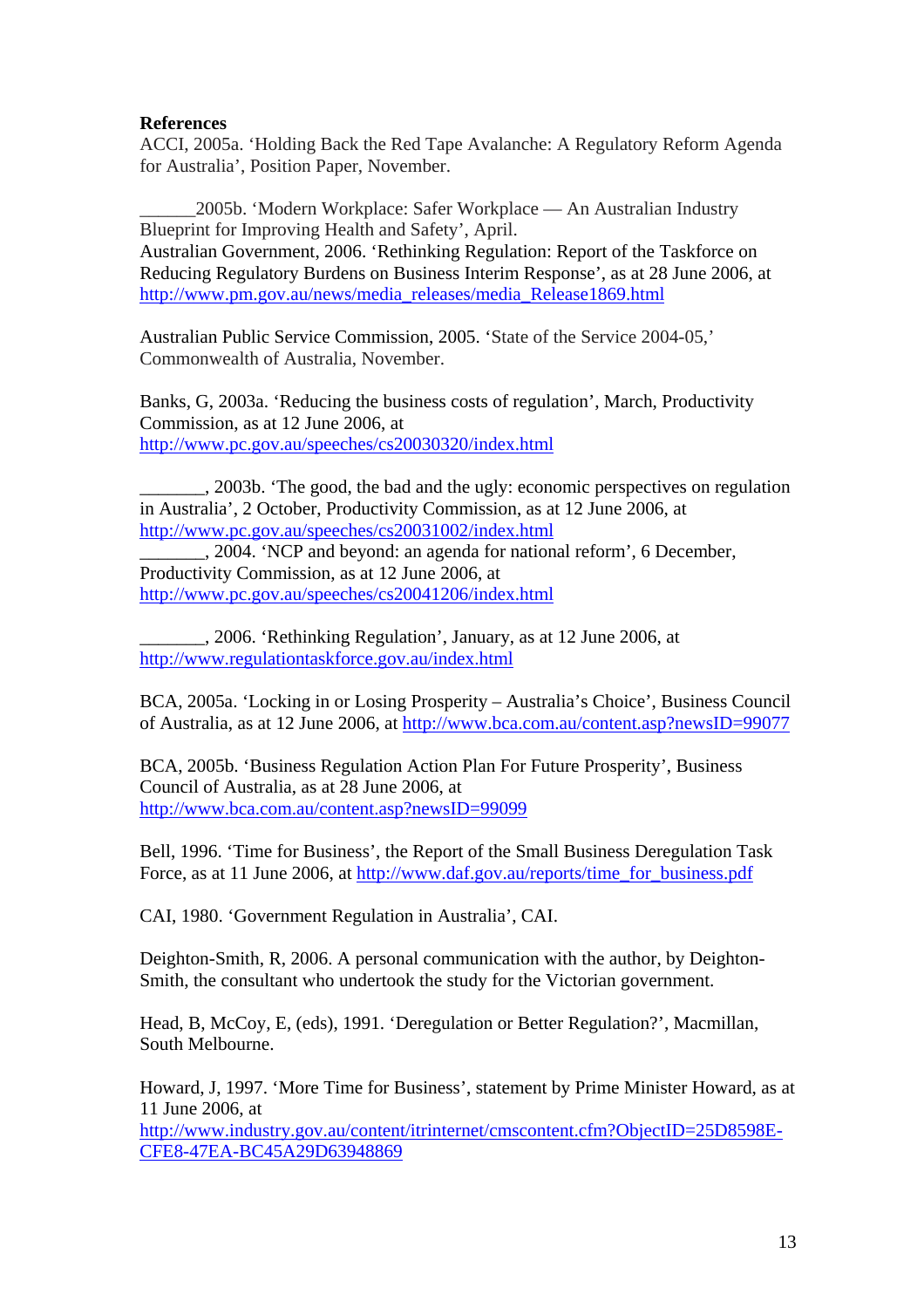**References**

ACCI, 2005a. 'Holding Back the Red Tape Avalanche: A Regulatory Reform Agenda for Australia', Position Paper, November.

______2005b. 'Modern Workplace: Safer Workplace — An Australian Industry Blueprint for Improving Health and Safety', April.

Australian Government, 2006. 'Rethinking Regulation: Report of the Taskforce on Reducing Regulatory Burdens on Business Interim Response', as at 28 June 2006, at http://www.pm.gov.au/news/media_releases/media_Release1869.html

Australian Public Service Commission, 2005. 'State of the Service 2004-05,' Commonwealth of Australia, November.

Banks, G, 2003a. 'Reducing the business costs of regulation', March, Productivity Commission, as at 12 June 2006, at http://www.pc.gov.au/speeches/cs20030320/index.html

_______, 2003b. 'The good, the bad and the ugly: economic perspectives on regulation in Australia', 2 October, Productivity Commission, as at 12 June 2006, at http://www.pc.gov.au/speeches/cs20031002/index.html

_______, 2004. 'NCP and beyond: an agenda for national reform', 6 December, Productivity Commission, as at 12 June 2006, at http://www.pc.gov.au/speeches/cs20041206/index.html

_______, 2006. 'Rethinking Regulation', January, as at 12 June 2006, at http://www.regulationtaskforce.gov.au/index.html

BCA, 2005a. 'Locking in or Losing Prosperity – Australia's Choice', Business Council of Australia, as at 12 June 2006, at http://www.bca.com.au/content.asp?newsID=99077

BCA, 2005b. 'Business Regulation Action Plan For Future Prosperity', Business Council of Australia, as at 28 June 2006, at http://www.bca.com.au/content.asp?newsID=99099

Bell, 1996. 'Time for Business', the Report of the Small Business Deregulation Task Force, as at 11 June 2006, at http://www.daf.gov.au/reports/time_for_business.pdf

CAI, 1980. 'Government Regulation in Australia', CAI.

Deighton-Smith, R, 2006. A personal communication with the author, by Deighton-Smith, the consultant who undertook the study for the Victorian government.

Head, B, McCoy, E, (eds), 1991. 'Deregulation or Better Regulation?', Macmillan, South Melbourne.

Howard, J, 1997. 'More Time for Business', statement by Prime Minister Howard, as at 11 June 2006, at http://www.industry.gov.au/content/itrinternet/cmscontent.cfm?ObjectID=25D8598E-CFE8-47EA-BC45A29D63948869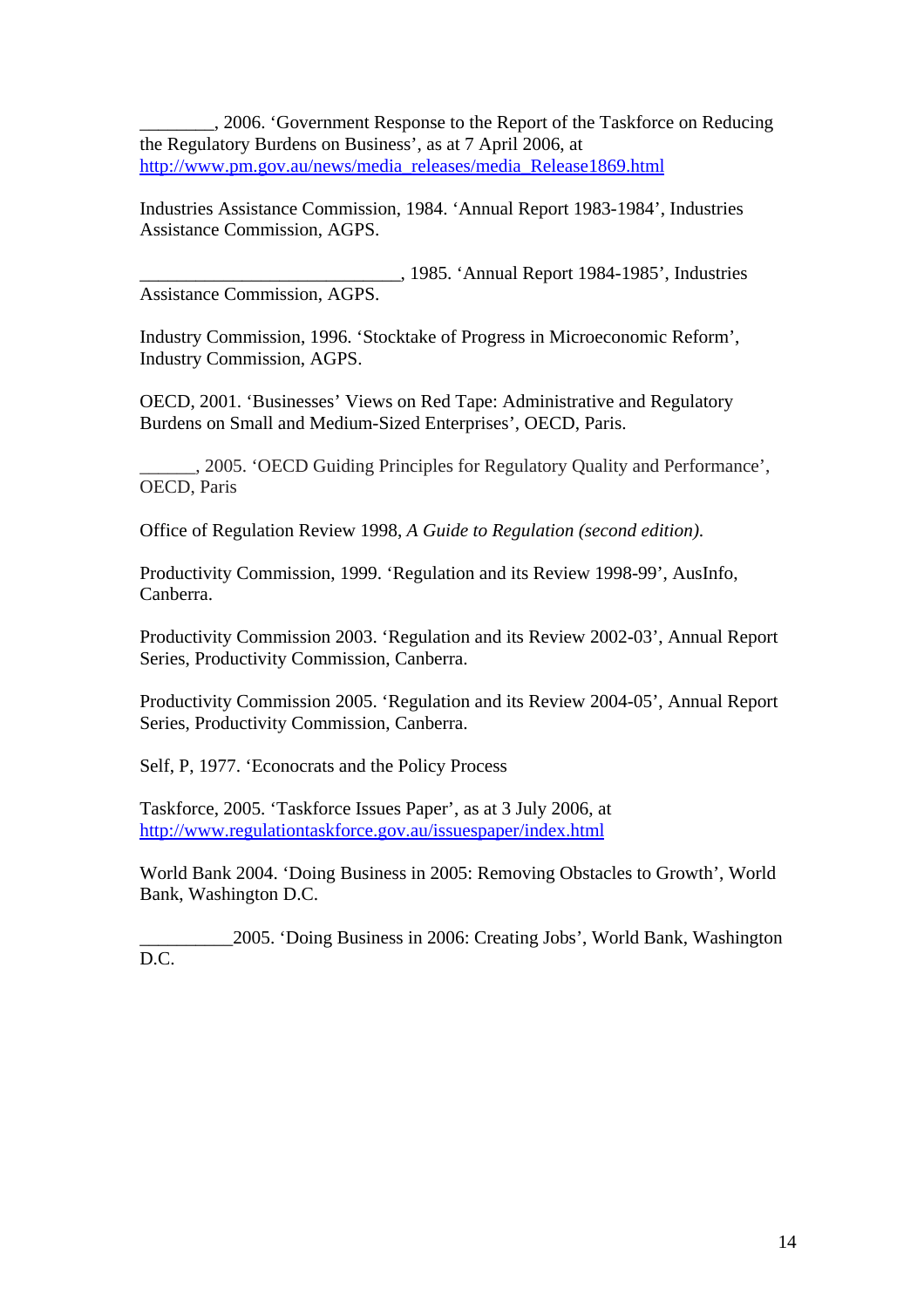________, 2006. 'Government Response to the Report of the Taskforce on Reducing the Regulatory Burdens on Business', as at 7 April 2006, at http://www.pm.gov.au/news/media_releases/media_Release1869.html

Industries Assistance Commission, 1984. 'Annual Report 1983-1984', Industries Assistance Commission, AGPS.

___________________________, 1985. 'Annual Report 1984-1985', Industries Assistance Commission, AGPS.

Industry Commission, 1996. 'Stocktake of Progress in Microeconomic Reform', Industry Commission, AGPS.

OECD, 2001. 'Businesses' Views on Red Tape: Administrative and Regulatory Burdens on Small and Medium-Sized Enterprises', OECD, Paris.

______, 2005. 'OECD Guiding Principles for Regulatory Quality and Performance', OECD, Paris

Office of Regulation Review 1998, *A Guide to Regulation (second edition).*

Productivity Commission, 1999. 'Regulation and its Review 1998-99', AusInfo, Canberra.

Productivity Commission 2003. 'Regulation and its Review 2002-03', Annual Report Series, Productivity Commission, Canberra.

Productivity Commission 2005. 'Regulation and its Review 2004-05', Annual Report Series, Productivity Commission, Canberra.

Self, P, 1977. 'Econocrats and the Policy Process

Taskforce, 2005. 'Taskforce Issues Paper', as at 3 July 2006, at http://www.regulationtaskforce.gov.au/issuespaper/index.html

World Bank 2004. 'Doing Business in 2005: Removing Obstacles to Growth', World Bank, Washington D.C.

__________2005. 'Doing Business in 2006: Creating Jobs', World Bank, Washington D.C.